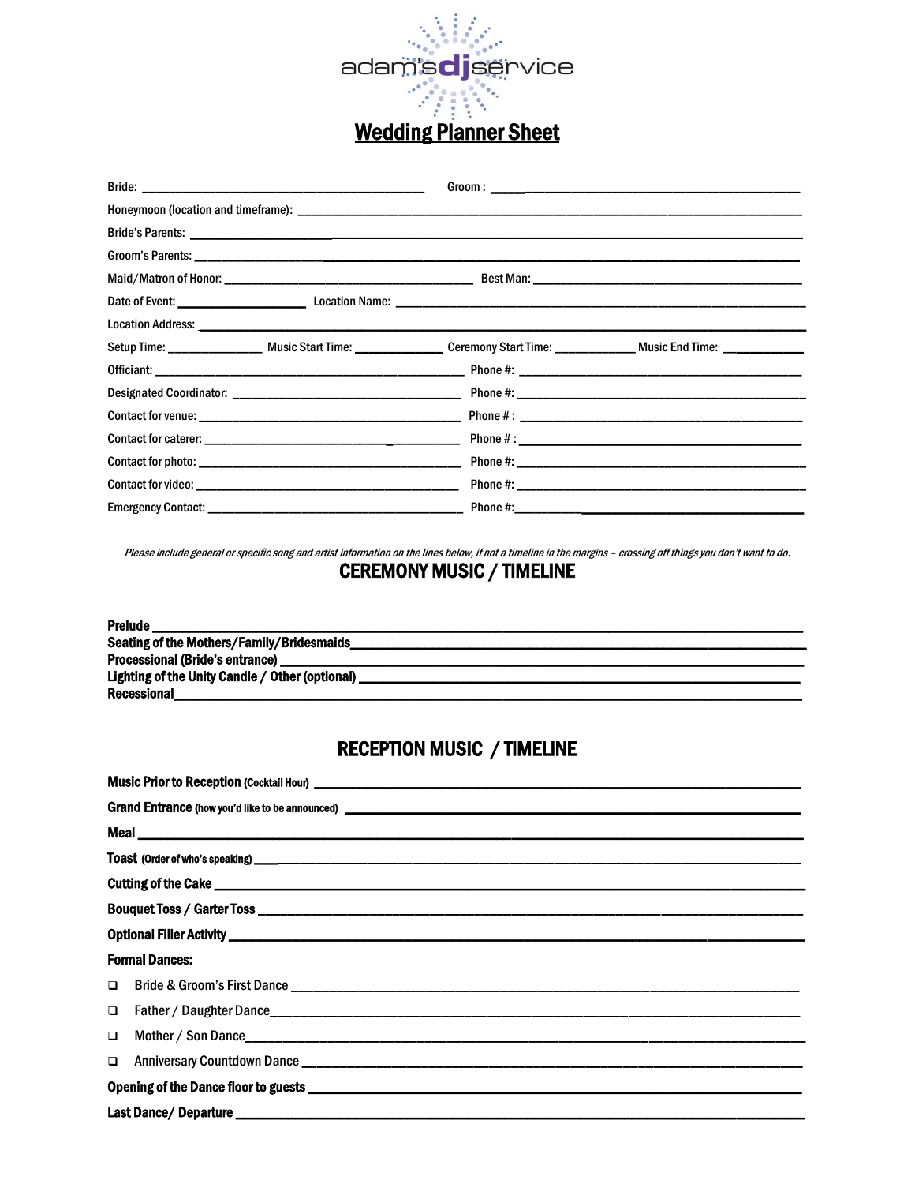adam's dj service

# Wedding Planner Sheet

Bride: ______________________________ Groom : ______________________________

Honeymoon (location and timeframe): ______________________________

Bride's Parents: ______________________________

Groom's Parents: ______________________________

Maid/Matron of Honor: ______________________ Best Man: ______________________

Date of Event: ______________ Location Name: ______________________________

Location Address: ______________________________

Setup Time: __________ Music Start Time: __________ Ceremony Start Time: __________ Music End Time: __________

Officiant: ______________________ Phone #: ______________________

Designated Coordinator: ______________________ Phone #: ______________________

Contact for venue: ______________________ Phone # : ______________________

Contact for caterer: ______________________ Phone # : ______________________

Contact for photo: ______________________ Phone #: ______________________

Contact for video: ______________________ Phone #: ______________________

Emergency Contact: ______________________ Phone #: ______________________

*Please include general or specific song and artist information on the lines below, if not a timeline in the margins – crossing off things you don't want to do.*

## CEREMONY MUSIC / TIMELINE

**Prelude** ______________________________

**Seating of the Mothers/Family/Bridesmaids** ______________________________

**Processional (Bride's entrance)** ______________________________

**Lighting of the Unity Candle / Other (optional)** ______________________________

**Recessional** ______________________________

## RECEPTION MUSIC / TIMELINE

**Music Prior to Reception** (Cocktail Hour) ______________________________

**Grand Entrance** (how you'd like to be announced) ______________________________

**Meal** ______________________________

**Toast** (Order of who's speaking) ______________________________

**Cutting of the Cake** ______________________________

**Bouquet Toss / Garter Toss** ______________________________

**Optional Filler Activity** ______________________________

**Formal Dances:**

- ❑ Bride & Groom's First Dance ______________________________
- ❑ Father / Daughter Dance ______________________________
- ❑ Mother / Son Dance ______________________________
- ❑ Anniversary Countdown Dance ______________________________

**Opening of the Dance floor to guests** ______________________________

**Last Dance/ Departure** ______________________________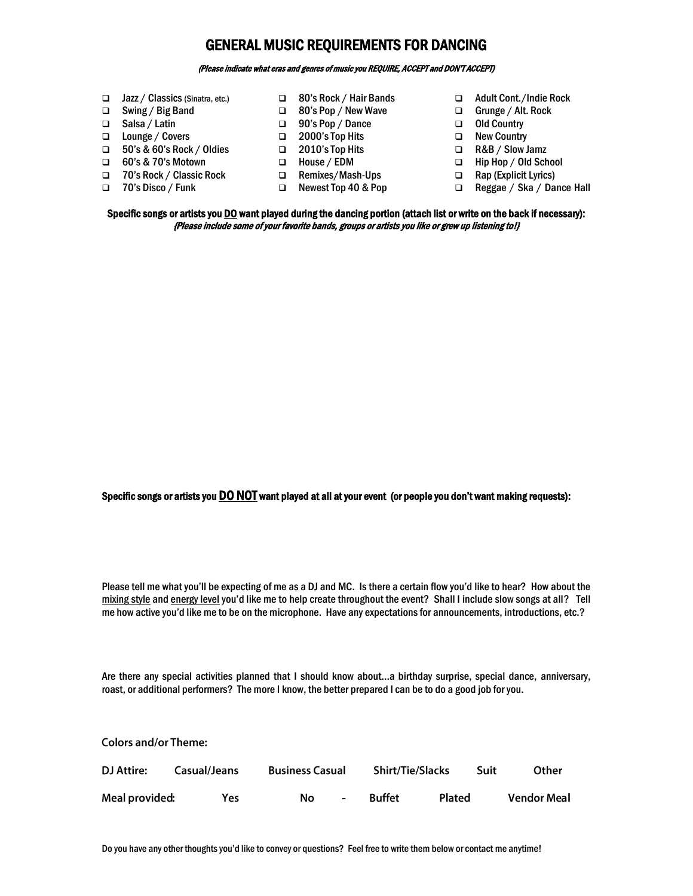# GENERAL MUSIC REQUIREMENTS FOR DANCING

*(Please indicate what eras and genres of music you REQUIRE, ACCEPT and DON'T ACCEPT)*

- ❑ Jazz / Classics (Sinatra, etc.)
- ❑ Swing / Big Band
- ❑ Salsa / Latin
- ❑ Lounge / Covers
- ❑ 50's & 60's Rock / Oldies
- ❑ 60's & 70's Motown
- ❑ 70's Rock / Classic Rock
- ❑ 70's Disco / Funk
- ❑ 80's Rock / Hair Bands
- ❑ 80's Pop / New Wave
- ❑ 90's Pop / Dance
- ❑ 2000's Top Hits
- ❑ 2010's Top Hits
- ❑ House / EDM
- ❑ Remixes/Mash-Ups
- ❑ Newest Top 40 & Pop
- ❑ Adult Cont./Indie Rock
- ❑ Grunge / Alt. Rock
- ❑ Old Country
- ❑ New Country
- ❑ R&B / Slow Jamz
- ❑ Hip Hop / Old School
- ❑ Rap (Explicit Lyrics)
- ❑ Reggae / Ska / Dance Hall

**Specific songs or artists you DO want played during the dancing portion (attach list or write on the back if necessary):**
*{Please include some of your favorite bands, groups or artists you like or grew up listening to!}*

**Specific songs or artists you DO NOT want played at all at your event (or people you don't want making requests):**

Please tell me what you'll be expecting of me as a DJ and MC. Is there a certain flow you'd like to hear? How about the mixing style and energy level you'd like me to help create throughout the event? Shall I include slow songs at all? Tell me how active you'd like me to be on the microphone. Have any expectations for announcements, introductions, etc.?

Are there any special activities planned that I should know about…a birthday surprise, special dance, anniversary, roast, or additional performers? The more I know, the better prepared I can be to do a good job for you.

Colors and/or Theme:

DJ Attire: Casual/Jeans Business Casual Shirt/Tie/Slacks Suit Other

Meal provided: Yes No - Buffet Plated Vendor Meal

Do you have any other thoughts you'd like to convey or questions? Feel free to write them below or contact me anytime!